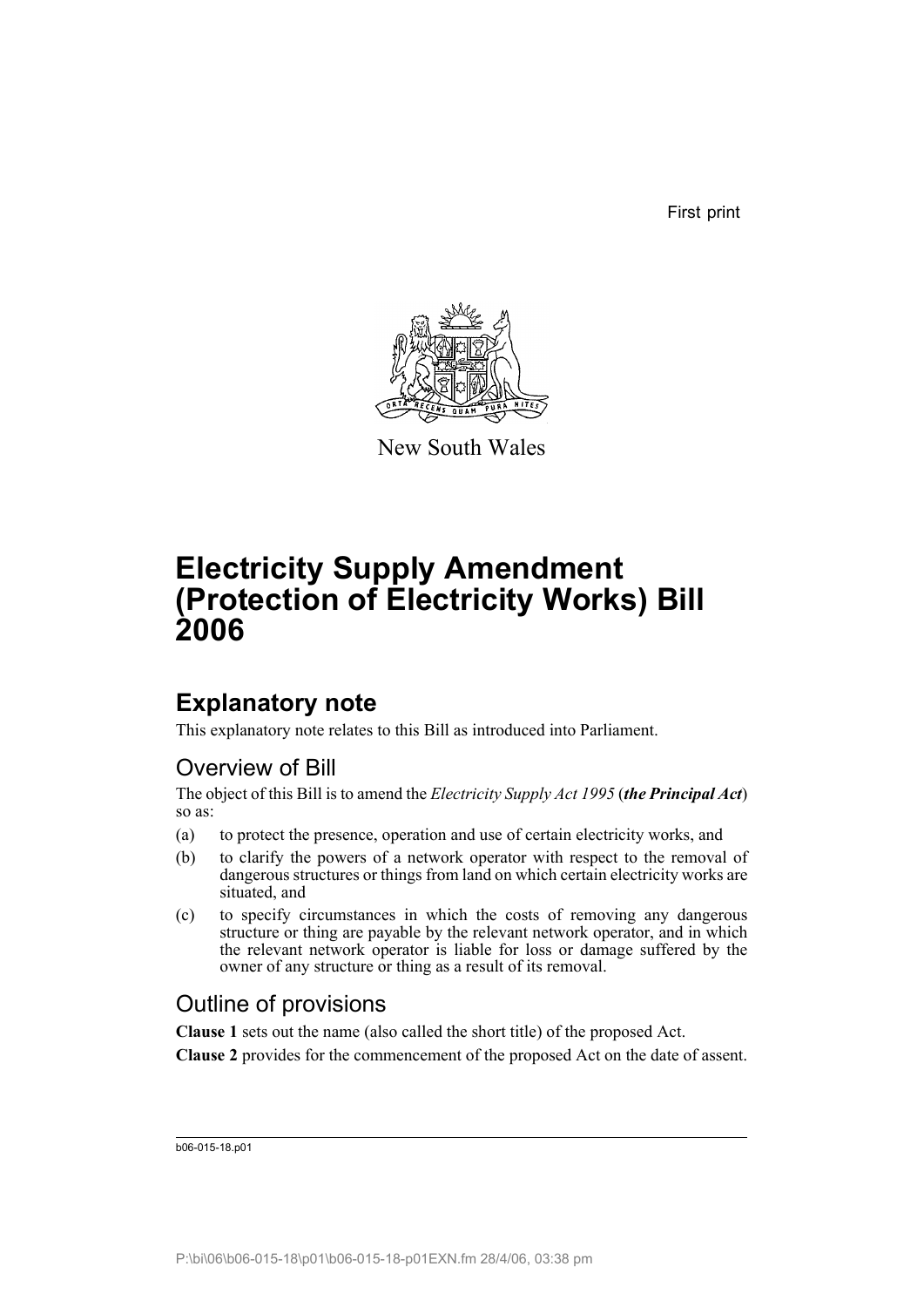First print

New South Wales

# Electricity Supply Amendment (Protection of Electricity Works) Bill 2006

## Explanatory note

This explanatory note relates to this Bill as introduced into Parliament.

### Overview of Bill

The object of this Bill is to amend the *Electricity Supply Act 1995* (***the Principal Act***) so as:

(a) to protect the presence, operation and use of certain electricity works, and

(b) to clarify the powers of a network operator with respect to the removal of dangerous structures or things from land on which certain electricity works are situated, and

(c) to specify circumstances in which the costs of removing any dangerous structure or thing are payable by the relevant network operator, and in which the relevant network operator is liable for loss or damage suffered by the owner of any structure or thing as a result of its removal.

### Outline of provisions

**Clause 1** sets out the name (also called the short title) of the proposed Act.

**Clause 2** provides for the commencement of the proposed Act on the date of assent.

b06-015-18.p01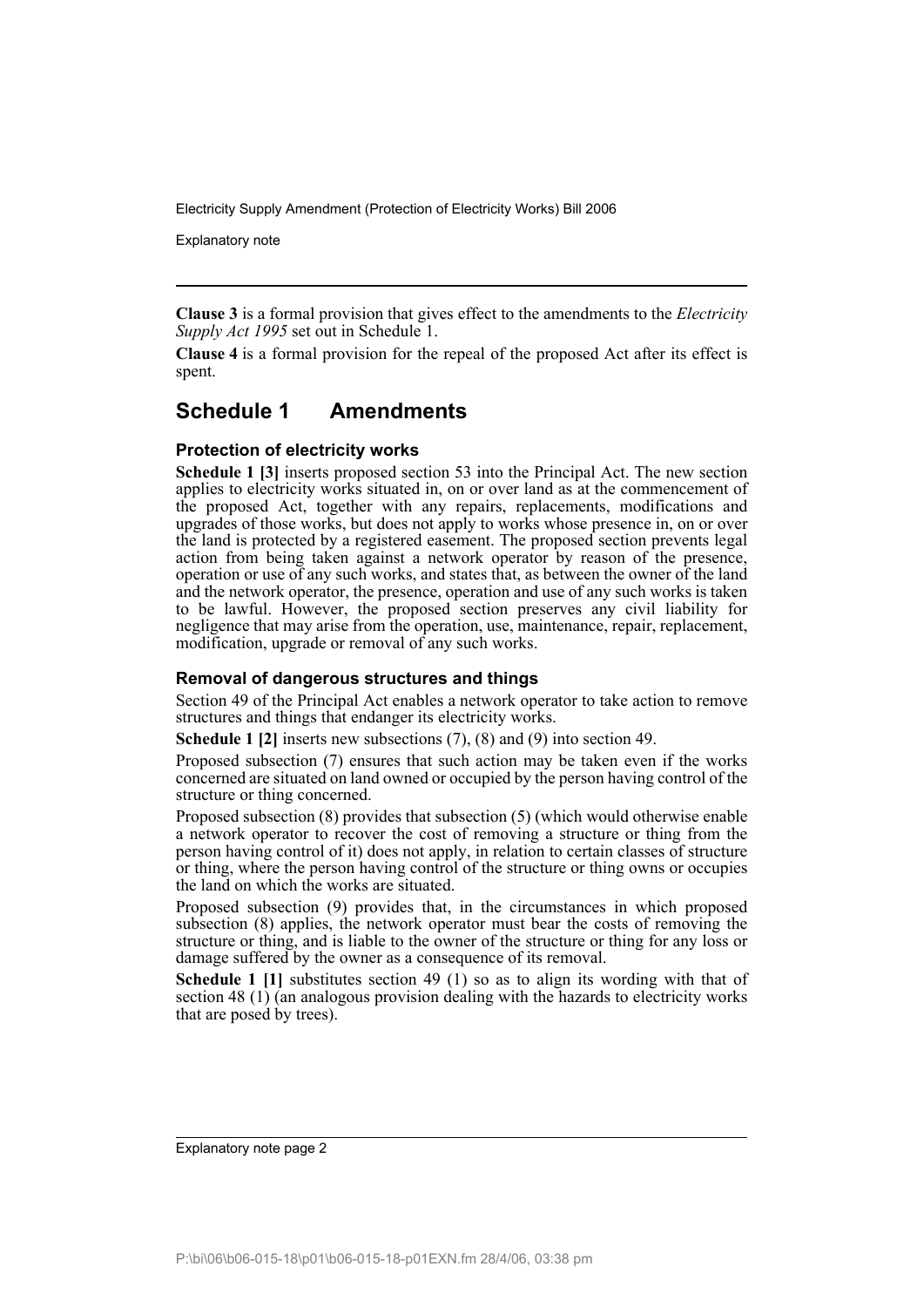**Clause 3** is a formal provision that gives effect to the amendments to the *Electricity Supply Act 1995* set out in Schedule 1.

**Clause 4** is a formal provision for the repeal of the proposed Act after its effect is spent.

## Schedule 1 Amendments

### Protection of electricity works

**Schedule 1 [3]** inserts proposed section 53 into the Principal Act. The new section applies to electricity works situated in, on or over land as at the commencement of the proposed Act, together with any repairs, replacements, modifications and upgrades of those works, but does not apply to works whose presence in, on or over the land is protected by a registered easement. The proposed section prevents legal action from being taken against a network operator by reason of the presence, operation or use of any such works, and states that, as between the owner of the land and the network operator, the presence, operation and use of any such works is taken to be lawful. However, the proposed section preserves any civil liability for negligence that may arise from the operation, use, maintenance, repair, replacement, modification, upgrade or removal of any such works.

### Removal of dangerous structures and things

Section 49 of the Principal Act enables a network operator to take action to remove structures and things that endanger its electricity works.

**Schedule 1 [2]** inserts new subsections (7), (8) and (9) into section 49.

Proposed subsection (7) ensures that such action may be taken even if the works concerned are situated on land owned or occupied by the person having control of the structure or thing concerned.

Proposed subsection (8) provides that subsection (5) (which would otherwise enable a network operator to recover the cost of removing a structure or thing from the person having control of it) does not apply, in relation to certain classes of structure or thing, where the person having control of the structure or thing owns or occupies the land on which the works are situated.

Proposed subsection (9) provides that, in the circumstances in which proposed subsection (8) applies, the network operator must bear the costs of removing the structure or thing, and is liable to the owner of the structure or thing for any loss or damage suffered by the owner as a consequence of its removal.

**Schedule 1 [1]** substitutes section 49 (1) so as to align its wording with that of section 48 (1) (an analogous provision dealing with the hazards to electricity works that are posed by trees).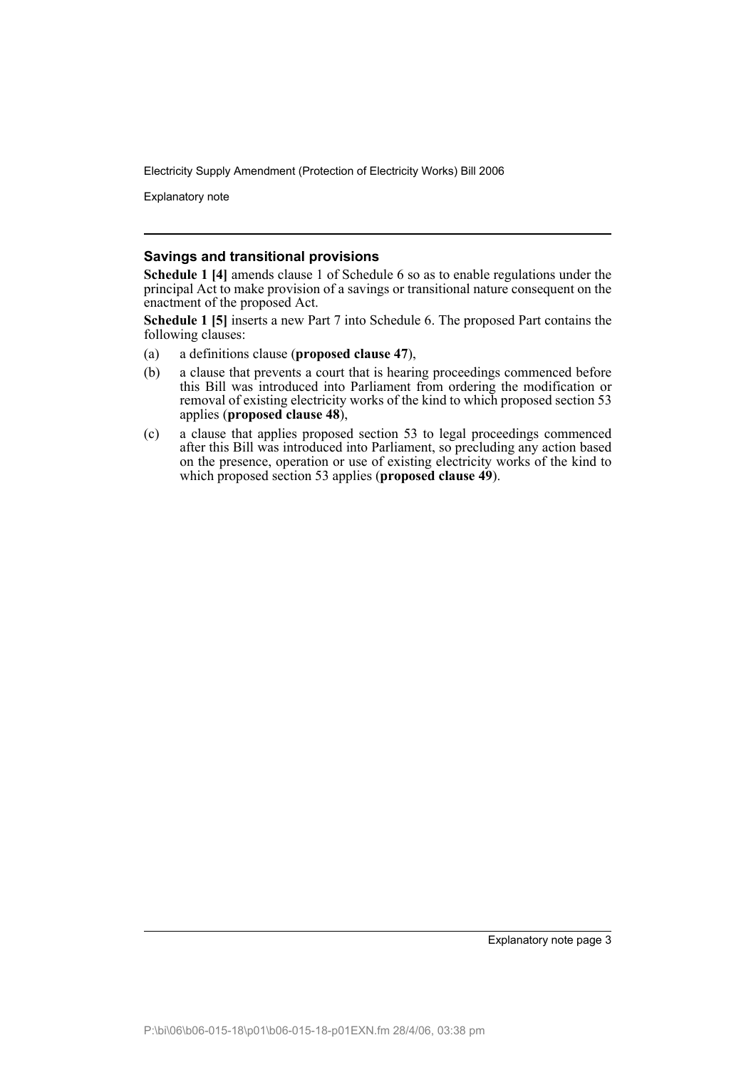### Savings and transitional provisions

**Schedule 1 [4]** amends clause 1 of Schedule 6 so as to enable regulations under the principal Act to make provision of a savings or transitional nature consequent on the enactment of the proposed Act.

**Schedule 1 [5]** inserts a new Part 7 into Schedule 6. The proposed Part contains the following clauses:

(a) a definitions clause (**proposed clause 47**),

(b) a clause that prevents a court that is hearing proceedings commenced before this Bill was introduced into Parliament from ordering the modification or removal of existing electricity works of the kind to which proposed section 53 applies (**proposed clause 48**),

(c) a clause that applies proposed section 53 to legal proceedings commenced after this Bill was introduced into Parliament, so precluding any action based on the presence, operation or use of existing electricity works of the kind to which proposed section 53 applies (**proposed clause 49**).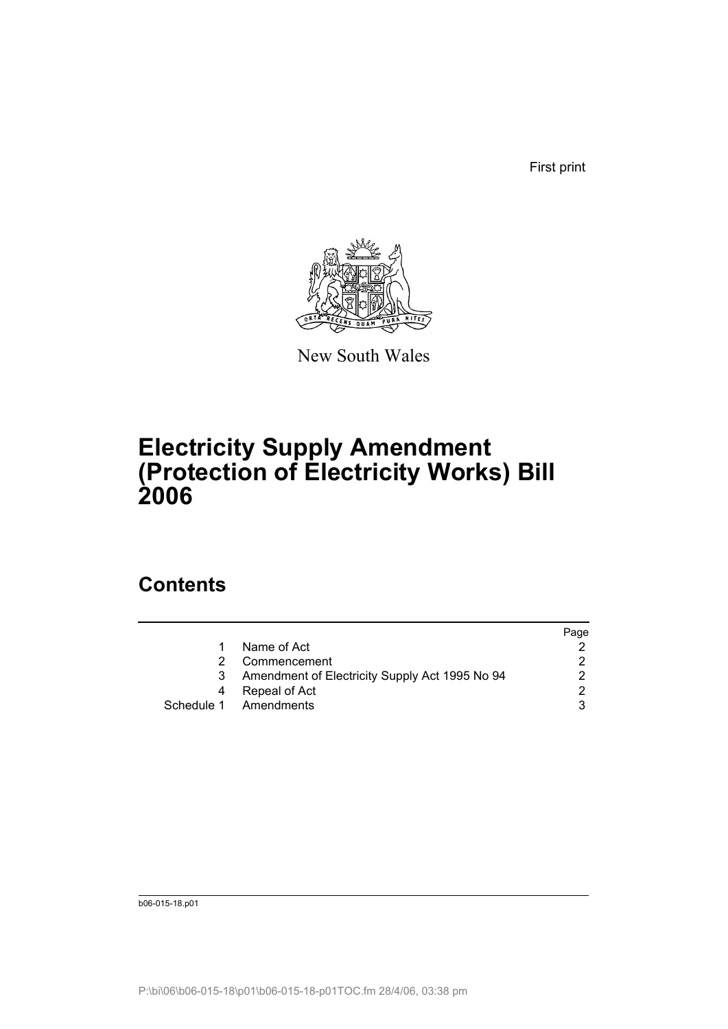First print

New South Wales

# Electricity Supply Amendment (Protection of Electricity Works) Bill 2006

## Contents

| | | Page |
|---|---|---|
| 1 | Name of Act | 2 |
| 2 | Commencement | 2 |
| 3 | Amendment of Electricity Supply Act 1995 No 94 | 2 |
| 4 | Repeal of Act | 2 |
| Schedule 1 | Amendments | 3 |

b06-015-18.p01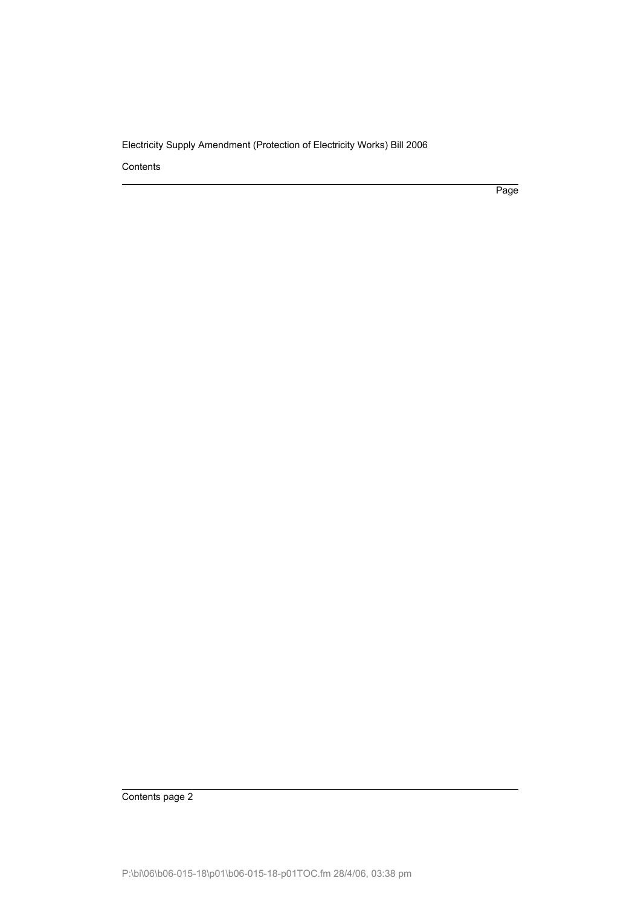Contents

Page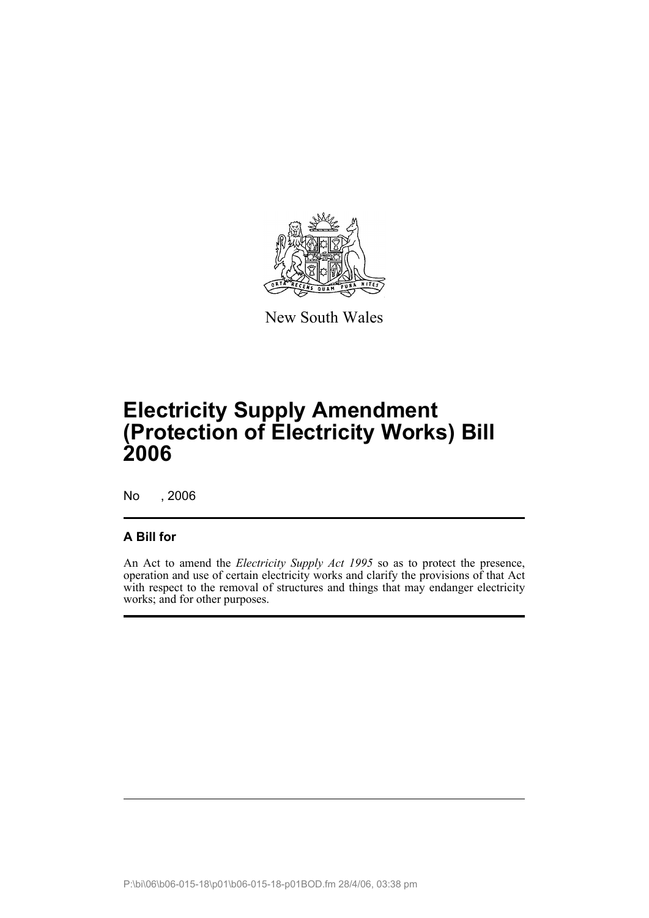New South Wales

# Electricity Supply Amendment (Protection of Electricity Works) Bill 2006

No , 2006

## A Bill for

An Act to amend the *Electricity Supply Act 1995* so as to protect the presence, operation and use of certain electricity works and clarify the provisions of that Act with respect to the removal of structures and things that may endanger electricity works; and for other purposes.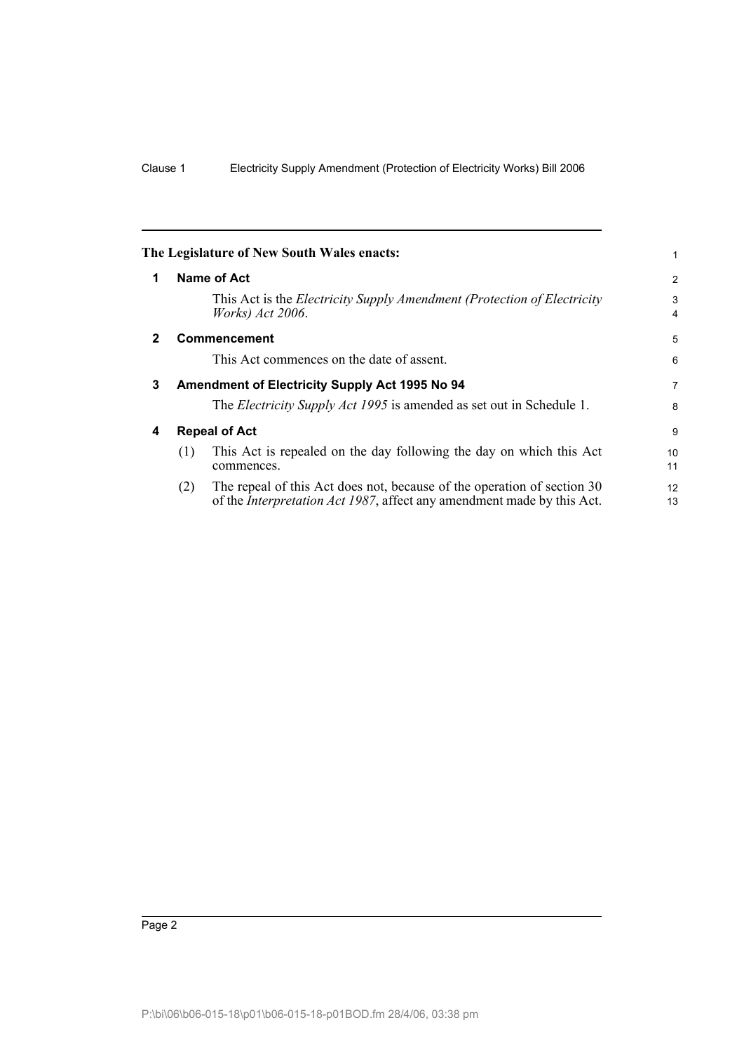**The Legislature of New South Wales enacts:**

## 1 Name of Act

This Act is the *Electricity Supply Amendment (Protection of Electricity Works) Act 2006*.

## 2 Commencement

This Act commences on the date of assent.

## 3 Amendment of Electricity Supply Act 1995 No 94

The *Electricity Supply Act 1995* is amended as set out in Schedule 1.

## 4 Repeal of Act

(1) This Act is repealed on the day following the day on which this Act commences.

(2) The repeal of this Act does not, because of the operation of section 30 of the *Interpretation Act 1987*, affect any amendment made by this Act.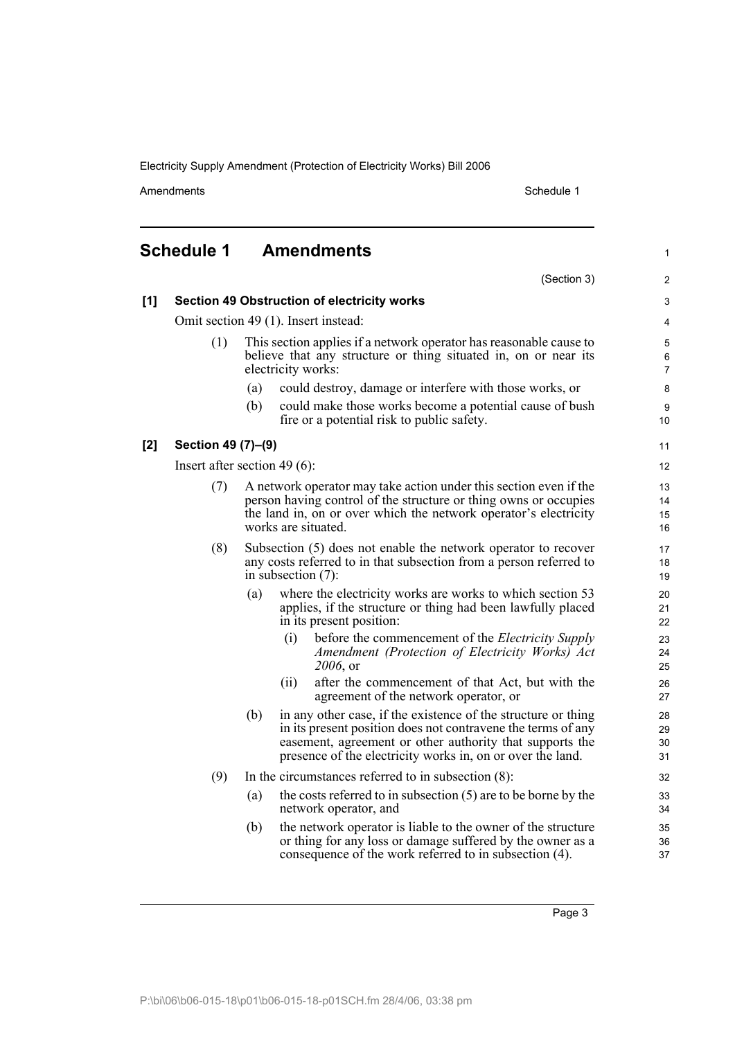# Schedule 1 Amendments

(Section 3)

**[1] Section 49 Obstruction of electricity works**

Omit section 49 (1). Insert instead:

(1) This section applies if a network operator has reasonable cause to believe that any structure or thing situated in, on or near its electricity works:

(a) could destroy, damage or interfere with those works, or

(b) could make those works become a potential cause of bush fire or a potential risk to public safety.

**[2] Section 49 (7)–(9)**

Insert after section 49 (6):

(7) A network operator may take action under this section even if the person having control of the structure or thing owns or occupies the land in, on or over which the network operator's electricity works are situated.

(8) Subsection (5) does not enable the network operator to recover any costs referred to in that subsection from a person referred to in subsection (7):

(a) where the electricity works are works to which section 53 applies, if the structure or thing had been lawfully placed in its present position:

(i) before the commencement of the *Electricity Supply Amendment (Protection of Electricity Works) Act 2006*, or

(ii) after the commencement of that Act, but with the agreement of the network operator, or

(b) in any other case, if the existence of the structure or thing in its present position does not contravene the terms of any easement, agreement or other authority that supports the presence of the electricity works in, on or over the land.

(9) In the circumstances referred to in subsection (8):

(a) the costs referred to in subsection (5) are to be borne by the network operator, and

(b) the network operator is liable to the owner of the structure or thing for any loss or damage suffered by the owner as a consequence of the work referred to in subsection (4).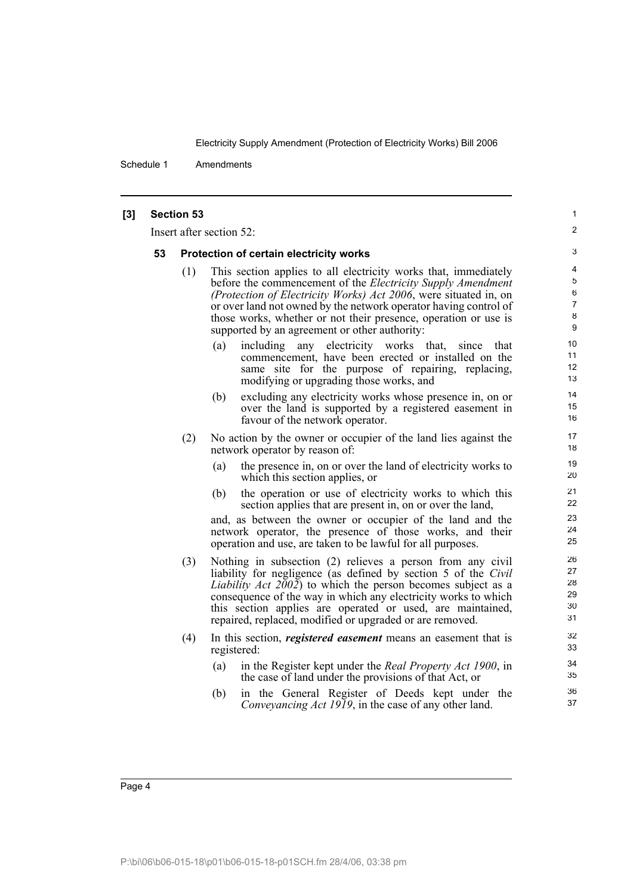**[3] Section 53**

Insert after section 52:

### 53 Protection of certain electricity works

(1) This section applies to all electricity works that, immediately before the commencement of the *Electricity Supply Amendment (Protection of Electricity Works) Act 2006*, were situated in, on or over land not owned by the network operator having control of those works, whether or not their presence, operation or use is supported by an agreement or other authority:

(a) including any electricity works that, since that commencement, have been erected or installed on the same site for the purpose of repairing, replacing, modifying or upgrading those works, and

(b) excluding any electricity works whose presence in, on or over the land is supported by a registered easement in favour of the network operator.

(2) No action by the owner or occupier of the land lies against the network operator by reason of:

(a) the presence in, on or over the land of electricity works to which this section applies, or

(b) the operation or use of electricity works to which this section applies that are present in, on or over the land,

and, as between the owner or occupier of the land and the network operator, the presence of those works, and their operation and use, are taken to be lawful for all purposes.

(3) Nothing in subsection (2) relieves a person from any civil liability for negligence (as defined by section 5 of the *Civil Liability Act 2002*) to which the person becomes subject as a consequence of the way in which any electricity works to which this section applies are operated or used, are maintained, repaired, replaced, modified or upgraded or are removed.

(4) In this section, ***registered easement*** means an easement that is registered:

(a) in the Register kept under the *Real Property Act 1900*, in the case of land under the provisions of that Act, or

(b) in the General Register of Deeds kept under the *Conveyancing Act 1919*, in the case of any other land.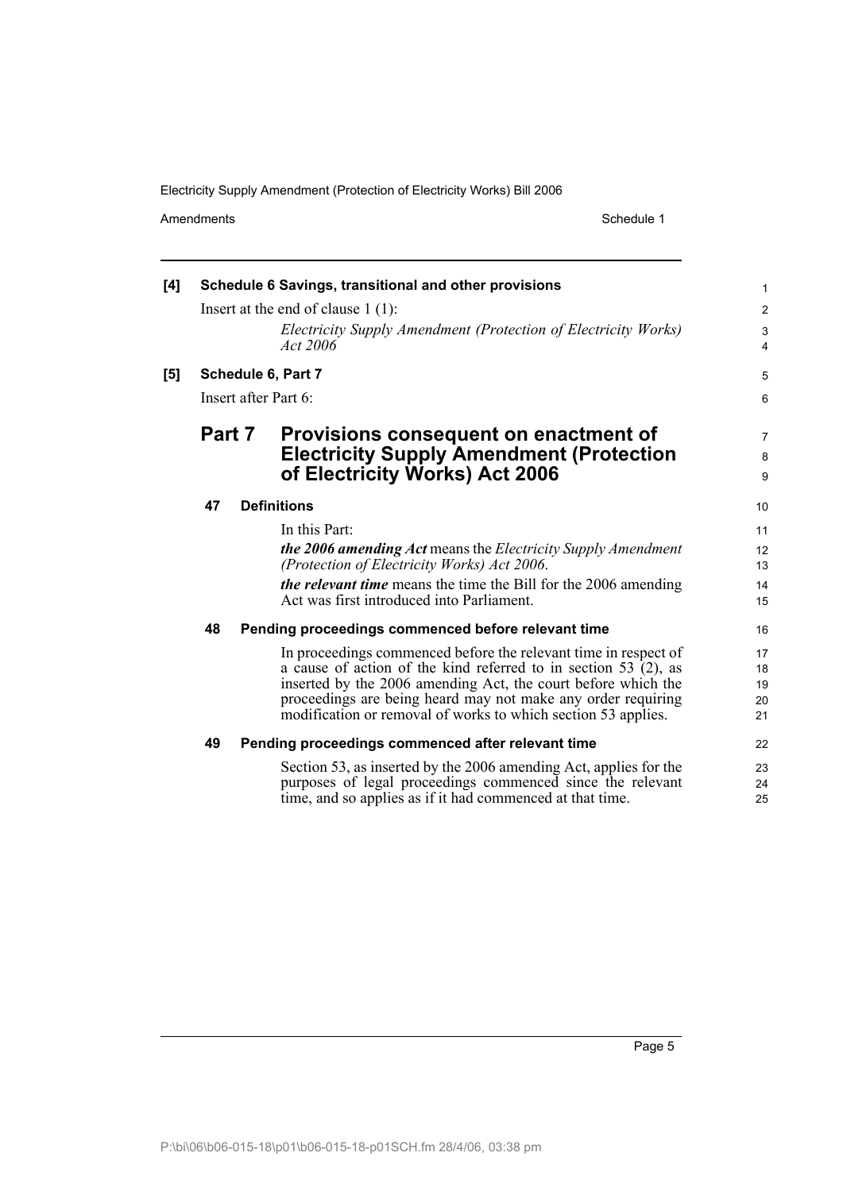**[4] Schedule 6 Savings, transitional and other provisions**

Insert at the end of clause 1 (1):

*Electricity Supply Amendment (Protection of Electricity Works) Act 2006*

**[5] Schedule 6, Part 7**

Insert after Part 6:

## Part 7 Provisions consequent on enactment of Electricity Supply Amendment (Protection of Electricity Works) Act 2006

### 47 Definitions

In this Part:

***the 2006 amending Act*** means the *Electricity Supply Amendment (Protection of Electricity Works) Act 2006*.

***the relevant time*** means the time the Bill for the 2006 amending Act was first introduced into Parliament.

### 48 Pending proceedings commenced before relevant time

In proceedings commenced before the relevant time in respect of a cause of action of the kind referred to in section 53 (2), as inserted by the 2006 amending Act, the court before which the proceedings are being heard may not make any order requiring modification or removal of works to which section 53 applies.

### 49 Pending proceedings commenced after relevant time

Section 53, as inserted by the 2006 amending Act, applies for the purposes of legal proceedings commenced since the relevant time, and so applies as if it had commenced at that time.